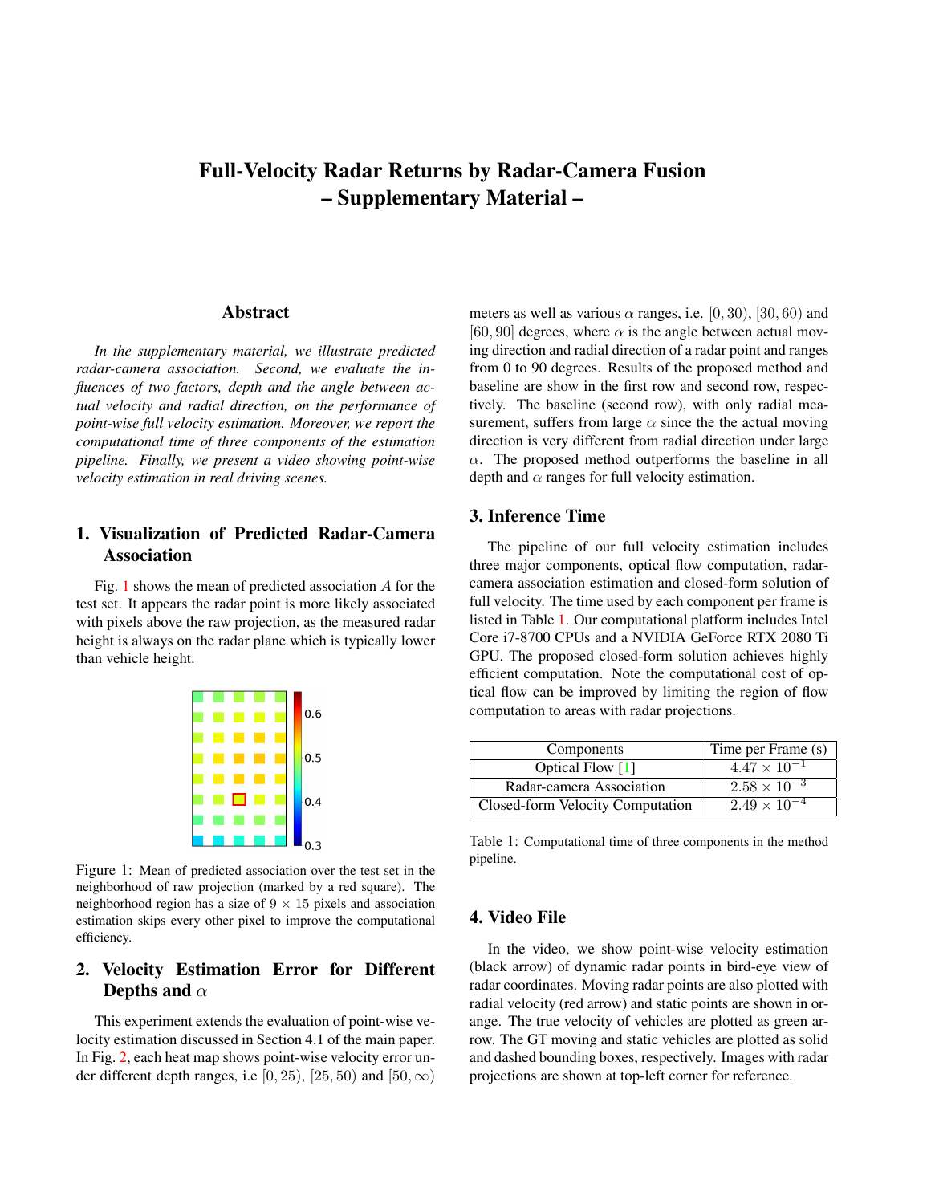# Full-Velocity Radar Returns by Radar-Camera Fusion
# – Supplementary Material –

## Abstract

*In the supplementary material, we illustrate predicted radar-camera association. Second, we evaluate the influences of two factors, depth and the angle between actual velocity and radial direction, on the performance of point-wise full velocity estimation. Moreover, we report the computational time of three components of the estimation pipeline. Finally, we present a video showing point-wise velocity estimation in real driving scenes.*

## 1. Visualization of Predicted Radar-Camera Association

Fig. 1 shows the mean of predicted association $A$ for the test set. It appears the radar point is more likely associated with pixels above the raw projection, as the measured radar height is always on the radar plane which is typically lower than vehicle height.

Figure 1: Mean of predicted association over the test set in the neighborhood of raw projection (marked by a red square). The neighborhood region has a size of $9 \times 15$ pixels and association estimation skips every other pixel to improve the computational efficiency.

## 2. Velocity Estimation Error for Different Depths and $\alpha$

This experiment extends the evaluation of point-wise velocity estimation discussed in Section 4.1 of the main paper. In Fig. 2, each heat map shows point-wise velocity error under different depth ranges, i.e $[0, 25)$, $[25, 50)$ and $[50, \infty)$ meters as well as various $\alpha$ ranges, i.e. $[0, 30)$, $[30, 60)$ and $[60, 90]$ degrees, where $\alpha$ is the angle between actual moving direction and radial direction of a radar point and ranges from 0 to 90 degrees. Results of the proposed method and baseline are show in the first row and second row, respectively. The baseline (second row), with only radial measurement, suffers from large $\alpha$ since the the actual moving direction is very different from radial direction under large $\alpha$. The proposed method outperforms the baseline in all depth and $\alpha$ ranges for full velocity estimation.

## 3. Inference Time

The pipeline of our full velocity estimation includes three major components, optical flow computation, radar-camera association estimation and closed-form solution of full velocity. The time used by each component per frame is listed in Table 1. Our computational platform includes Intel Core i7-8700 CPUs and a NVIDIA GeForce RTX 2080 Ti GPU. The proposed closed-form solution achieves highly efficient computation. Note the computational cost of optical flow can be improved by limiting the region of flow computation to areas with radar projections.

| Components | Time per Frame (s) |
| --- | --- |
| Optical Flow [1] | $4.47 \times 10^{-1}$ |
| Radar-camera Association | $2.58 \times 10^{-3}$ |
| Closed-form Velocity Computation | $2.49 \times 10^{-4}$ |

Table 1: Computational time of three components in the method pipeline.

## 4. Video File

In the video, we show point-wise velocity estimation (black arrow) of dynamic radar points in bird-eye view of radar coordinates. Moving radar points are also plotted with radial velocity (red arrow) and static points are shown in orange. The true velocity of vehicles are plotted as green arrow. The GT moving and static vehicles are plotted as solid and dashed bounding boxes, respectively. Images with radar projections are shown at top-left corner for reference.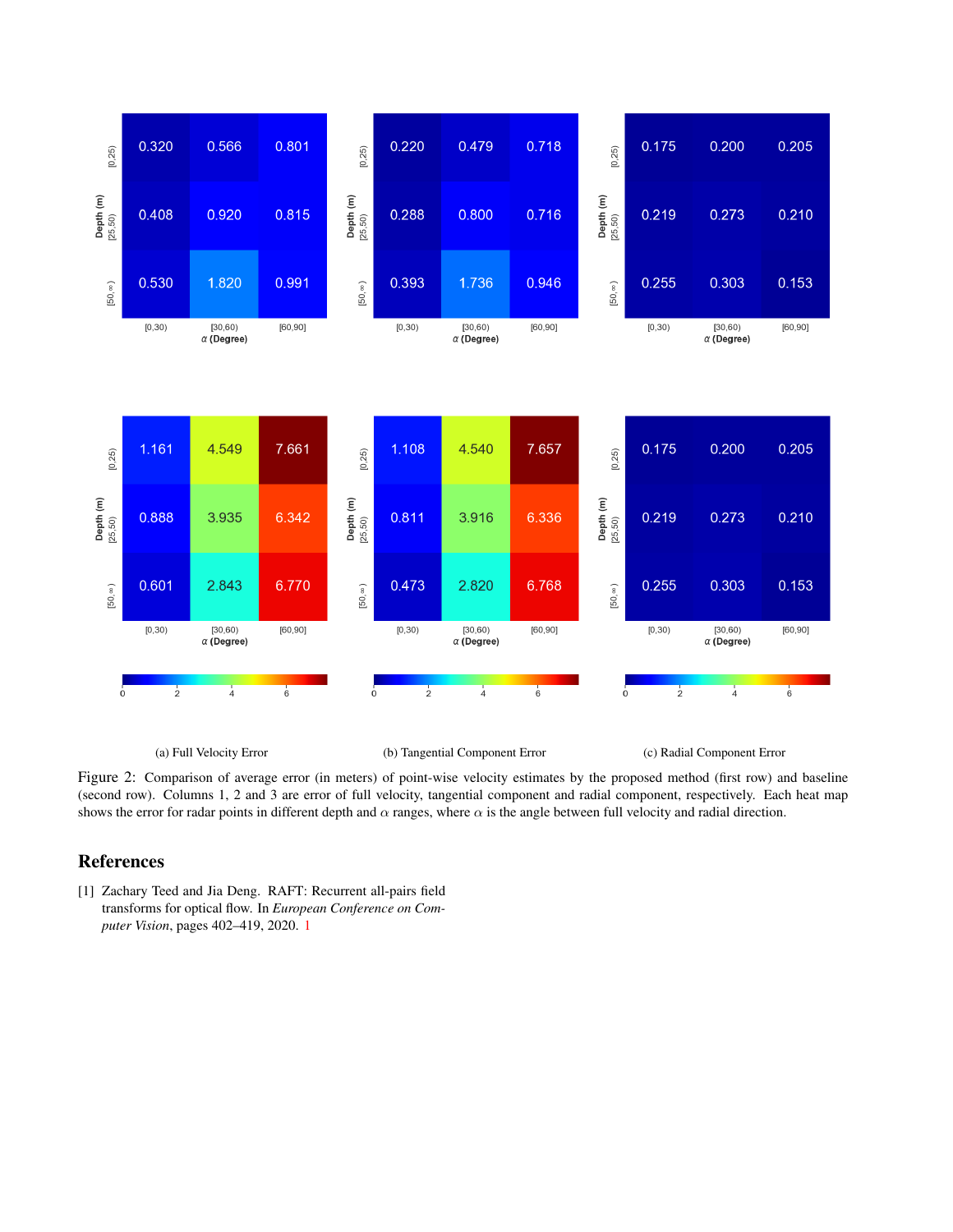Depth (m)

[0,25)

[25,50)

[50,∞)

α (Degree)

[0,30) [30,60) [60,90]

0.320 0.566 0.801

0.408 0.920 0.815

0.530 1.820 0.991

0.220 0.479 0.718

0.288 0.800 0.716

0.393 1.736 0.946

0.175 0.200 0.205

0.219 0.273 0.210

0.255 0.303 0.153

1.161 4.549 7.661

0.888 3.935 6.342

0.601 2.843 6.770

1.108 4.540 7.657

0.811 3.916 6.336

0.473 2.820 6.768

0.175 0.200 0.205

0.219 0.273 0.210

0.255 0.303 0.153

0 2 4 6

(a) Full Velocity Error

(b) Tangential Component Error

(c) Radial Component Error

Figure 2: Comparison of average error (in meters) of point-wise velocity estimates by the proposed method (first row) and baseline (second row). Columns 1, 2 and 3 are error of full velocity, tangential component and radial component, respectively. Each heat map shows the error for radar points in different depth and $\alpha$ ranges, where $\alpha$ is the angle between full velocity and radial direction.

## References

[1] Zachary Teed and Jia Deng. RAFT: Recurrent all-pairs field transforms for optical flow. In *European Conference on Computer Vision*, pages 402–419, 2020. 1